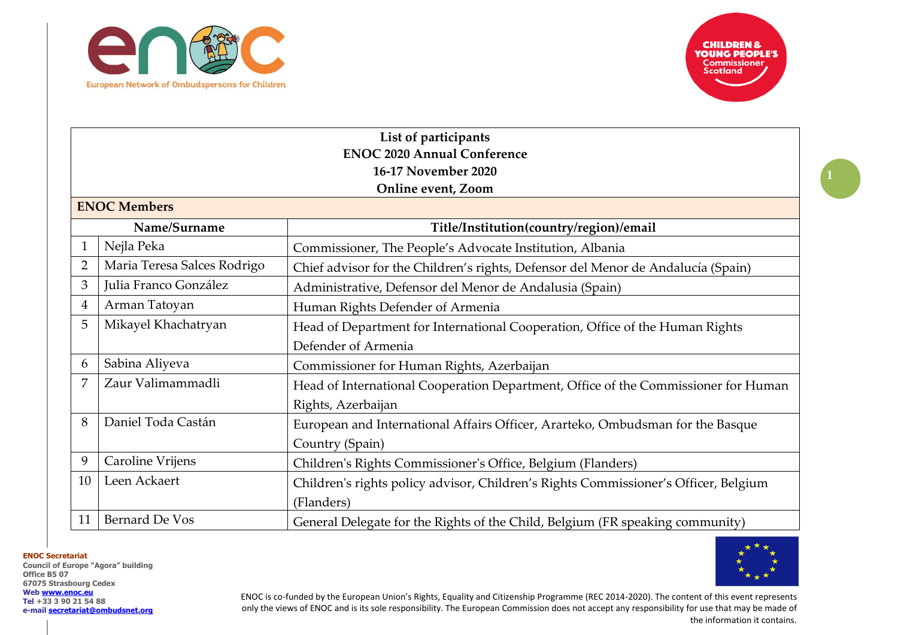**List of participants**
**ENOC 2020 Annual Conference**
**16-17 November 2020**
**Online event, Zoom**

## ENOC Members

| | Name/Surname | Title/Institution(country/region)/email |
|---|---|---|
| 1 | Nejla Peka | Commissioner, The People's Advocate Institution, Albania |
| 2 | Maria Teresa Salces Rodrigo | Chief advisor for the Children's rights, Defensor del Menor de Andalucía (Spain) |
| 3 | Julia Franco González | Administrative, Defensor del Menor de Andalusia (Spain) |
| 4 | Arman Tatoyan | Human Rights Defender of Armenia |
| 5 | Mikayel Khachatryan | Head of Department for International Cooperation, Office of the Human Rights Defender of Armenia |
| 6 | Sabina Aliyeva | Commissioner for Human Rights, Azerbaijan |
| 7 | Zaur Valimammadli | Head of International Cooperation Department, Office of the Commissioner for Human Rights, Azerbaijan |
| 8 | Daniel Toda Castán | European and International Affairs Officer, Ararteko, Ombudsman for the Basque Country (Spain) |
| 9 | Caroline Vrijens | Children's Rights Commissioner's Office, Belgium (Flanders) |
| 10 | Leen Ackaert | Children's rights policy advisor, Children's Rights Commissioner's Officer, Belgium (Flanders) |
| 11 | Bernard De Vos | General Delegate for the Rights of the Child, Belgium (FR speaking community) |

**ENOC Secretariat**
Council of Europe "Agora" building
Office B5 07
67075 Strasbourg Cedex
Web www.enoc.eu
Tel +33 3 90 21 54 88
e-mail secretariat@ombudsnet.org

ENOC is co-funded by the European Union's Rights, Equality and Citizenship Programme (REC 2014-2020). The content of this event represents only the views of ENOC and is its sole responsibility. The European Commission does not accept any responsibility for use that may be made of the information it contains.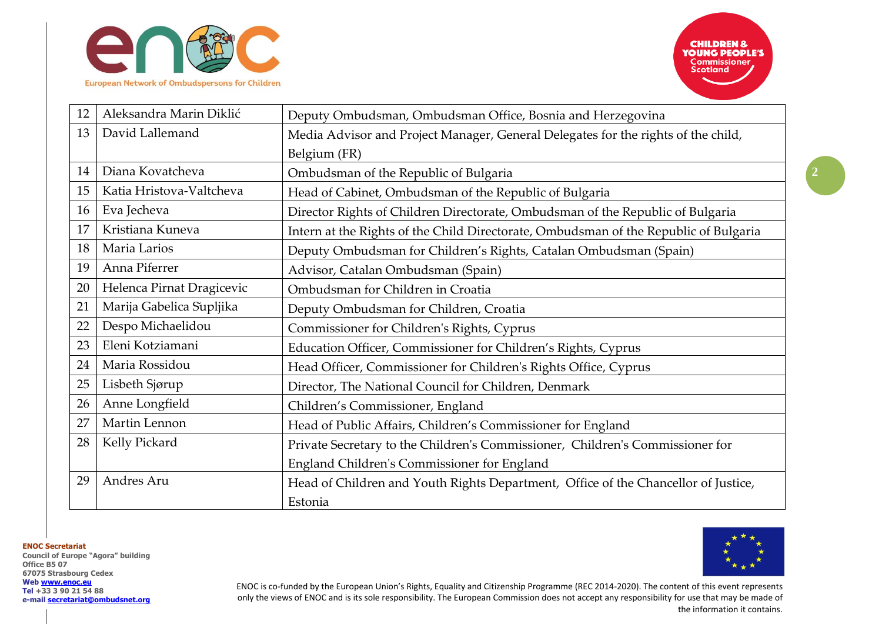| 12 | Aleksandra Marin Diklić | Deputy Ombudsman, Ombudsman Office, Bosnia and Herzegovina |
|---|---|---|
| 13 | David Lallemand | Media Advisor and Project Manager, General Delegates for the rights of the child, Belgium (FR) |
| 14 | Diana Kovatcheva | Ombudsman of the Republic of Bulgaria |
| 15 | Katia Hristova-Valtcheva | Head of Cabinet, Ombudsman of the Republic of Bulgaria |
| 16 | Eva Jecheva | Director Rights of Children Directorate, Ombudsman of the Republic of Bulgaria |
| 17 | Kristiana Kuneva | Intern at the Rights of the Child Directorate, Ombudsman of the Republic of Bulgaria |
| 18 | Maria Larios | Deputy Ombudsman for Children's Rights, Catalan Ombudsman (Spain) |
| 19 | Anna Piferrer | Advisor, Catalan Ombudsman (Spain) |
| 20 | Helenca Pirnat Dragicevic | Ombudsman for Children in Croatia |
| 21 | Marija Gabelica Šupljika | Deputy Ombudsman for Children, Croatia |
| 22 | Despo Michaelidou | Commissioner for Children's Rights, Cyprus |
| 23 | Eleni Kotziamani | Education Officer, Commissioner for Children's Rights, Cyprus |
| 24 | Maria Rossidou | Head Officer, Commissioner for Children's Rights Office, Cyprus |
| 25 | Lisbeth Sjørup | Director, The National Council for Children, Denmark |
| 26 | Anne Longfield | Children's Commissioner, England |
| 27 | Martin Lennon | Head of Public Affairs, Children's Commissioner for England |
| 28 | Kelly Pickard | Private Secretary to the Children's Commissioner, Children's Commissioner for England Children's Commissioner for England |
| 29 | Andres Aru | Head of Children and Youth Rights Department, Office of the Chancellor of Justice, Estonia |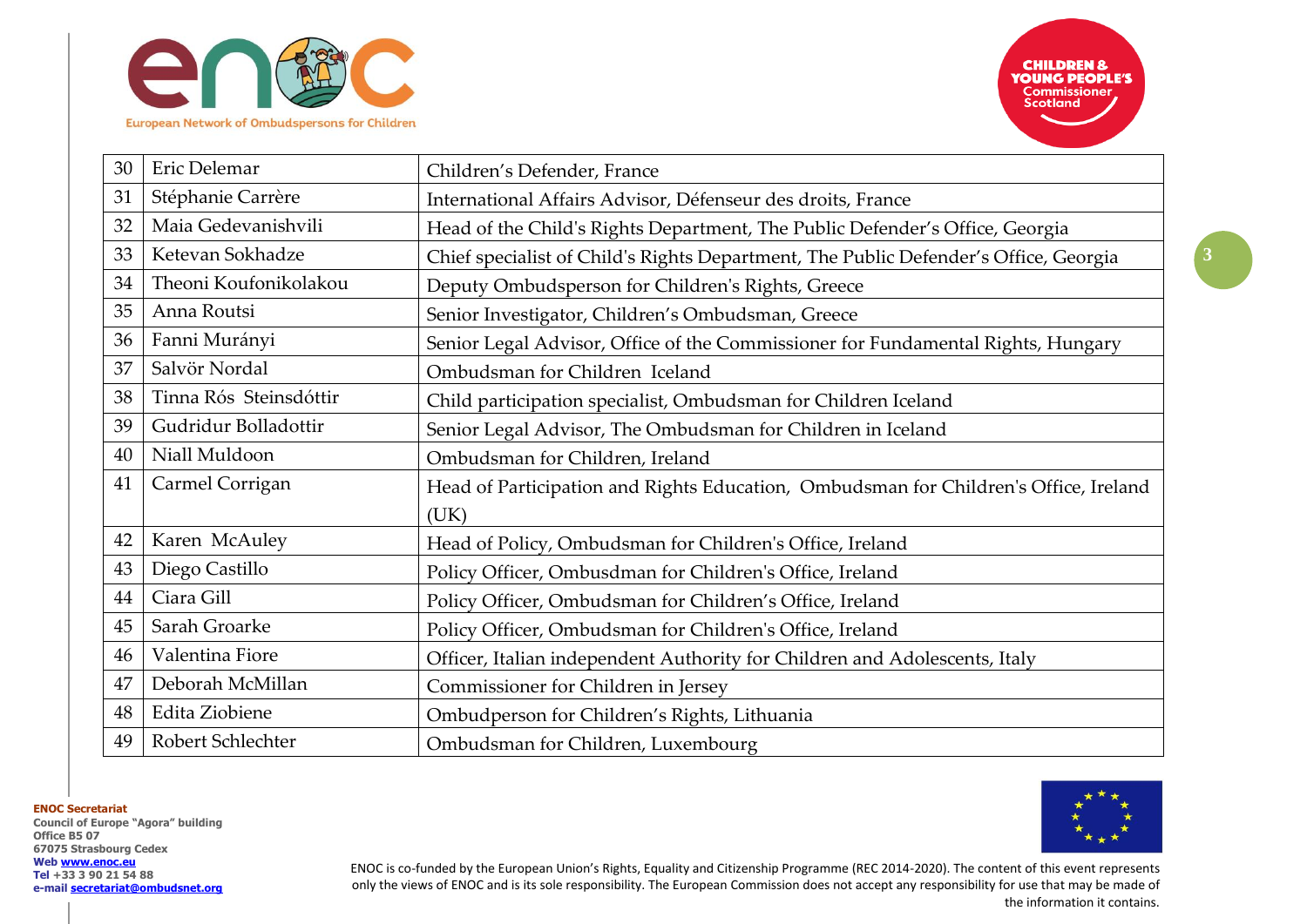| | | |
|---|---|---|
| 30 | Eric Delemar | Children's Defender, France |
| 31 | Stéphanie Carrère | International Affairs Advisor, Défenseur des droits, France |
| 32 | Maia Gedevanishvili | Head of the Child's Rights Department, The Public Defender's Office, Georgia |
| 33 | Ketevan Sokhadze | Chief specialist of Child's Rights Department, The Public Defender's Office, Georgia |
| 34 | Theoni Koufonikolakou | Deputy Ombudsperson for Children's Rights, Greece |
| 35 | Anna Routsi | Senior Investigator, Children's Ombudsman, Greece |
| 36 | Fanni Murányi | Senior Legal Advisor, Office of the Commissioner for Fundamental Rights, Hungary |
| 37 | Salvör Nordal | Ombudsman for Children Iceland |
| 38 | Tinna Rós Steinsdóttir | Child participation specialist, Ombudsman for Children Iceland |
| 39 | Gudridur Bolladottir | Senior Legal Advisor, The Ombudsman for Children in Iceland |
| 40 | Niall Muldoon | Ombudsman for Children, Ireland |
| 41 | Carmel Corrigan | Head of Participation and Rights Education, Ombudsman for Children's Office, Ireland (UK) |
| 42 | Karen McAuley | Head of Policy, Ombudsman for Children's Office, Ireland |
| 43 | Diego Castillo | Policy Officer, Ombusdman for Children's Office, Ireland |
| 44 | Ciara Gill | Policy Officer, Ombudsman for Children's Office, Ireland |
| 45 | Sarah Groarke | Policy Officer, Ombudsman for Children's Office, Ireland |
| 46 | Valentina Fiore | Officer, Italian independent Authority for Children and Adolescents, Italy |
| 47 | Deborah McMillan | Commissioner for Children in Jersey |
| 48 | Edita Ziobiene | Ombudperson for Children's Rights, Lithuania |
| 49 | Robert Schlechter | Ombudsman for Children, Luxembourg |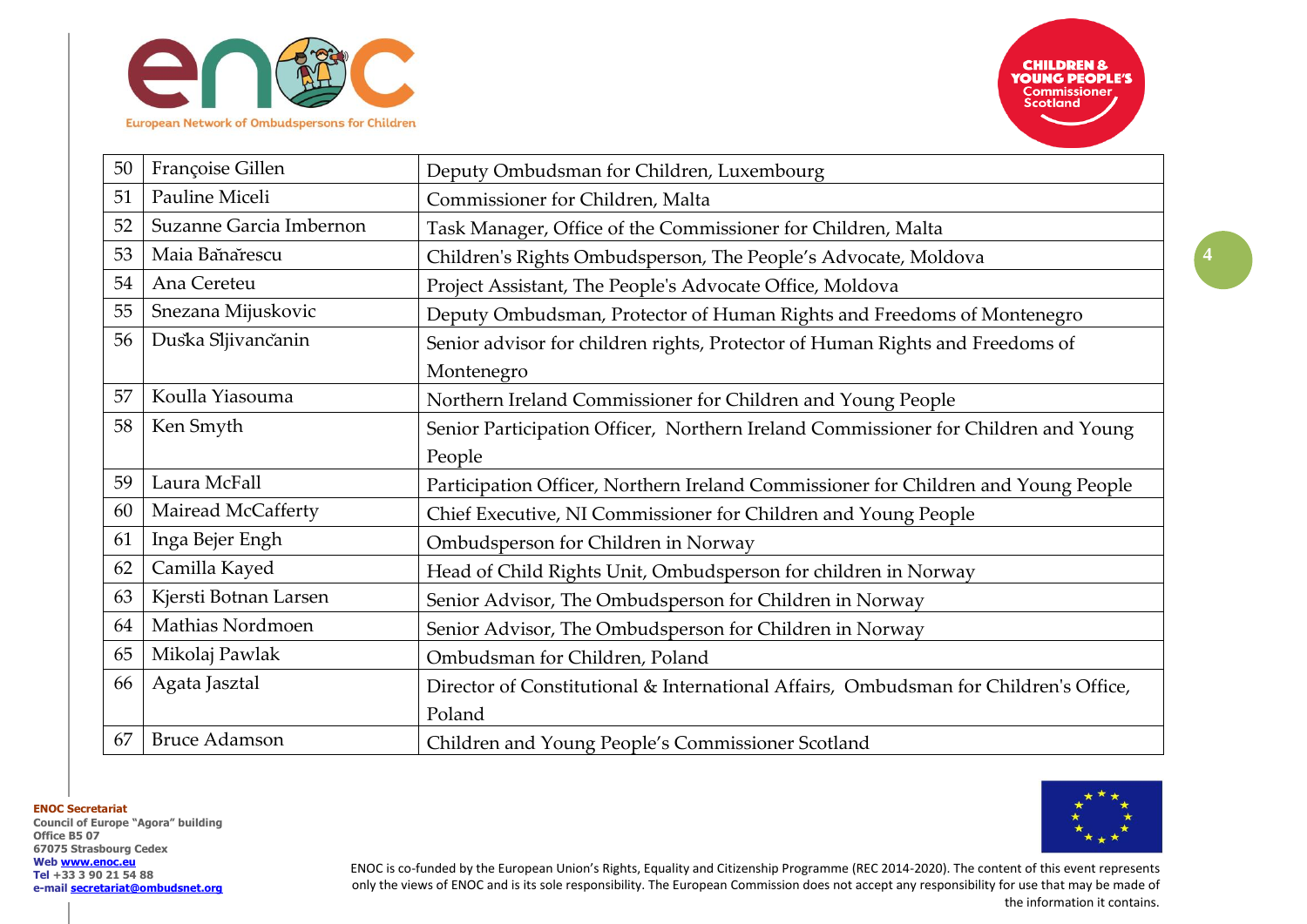| 50 | Françoise Gillen | Deputy Ombudsman for Children, Luxembourg |
|---|---|---|
| 51 | Pauline Miceli | Commissioner for Children, Malta |
| 52 | Suzanne Garcia Imbernon | Task Manager, Office of the Commissioner for Children, Malta |
| 53 | Maia Bănărescu | Children's Rights Ombudsperson, The People's Advocate, Moldova |
| 54 | Ana Cereteu | Project Assistant, The People's Advocate Office, Moldova |
| 55 | Snezana Mijuskovic | Deputy Ombudsman, Protector of Human Rights and Freedoms of Montenegro |
| 56 | Duška Sljivančanin | Senior advisor for children rights, Protector of Human Rights and Freedoms of Montenegro |
| 57 | Koulla Yiasouma | Northern Ireland Commissioner for Children and Young People |
| 58 | Ken Smyth | Senior Participation Officer, Northern Ireland Commissioner for Children and Young People |
| 59 | Laura McFall | Participation Officer, Northern Ireland Commissioner for Children and Young People |
| 60 | Mairead McCafferty | Chief Executive, NI Commissioner for Children and Young People |
| 61 | Inga Bejer Engh | Ombudsperson for Children in Norway |
| 62 | Camilla Kayed | Head of Child Rights Unit, Ombudsperson for children in Norway |
| 63 | Kjersti Botnan Larsen | Senior Advisor, The Ombudsperson for Children in Norway |
| 64 | Mathias Nordmoen | Senior Advisor, The Ombudsperson for Children in Norway |
| 65 | Mikolaj Pawlak | Ombudsman for Children, Poland |
| 66 | Agata Jasztal | Director of Constitutional & International Affairs, Ombudsman for Children's Office, Poland |
| 67 | Bruce Adamson | Children and Young People's Commissioner Scotland |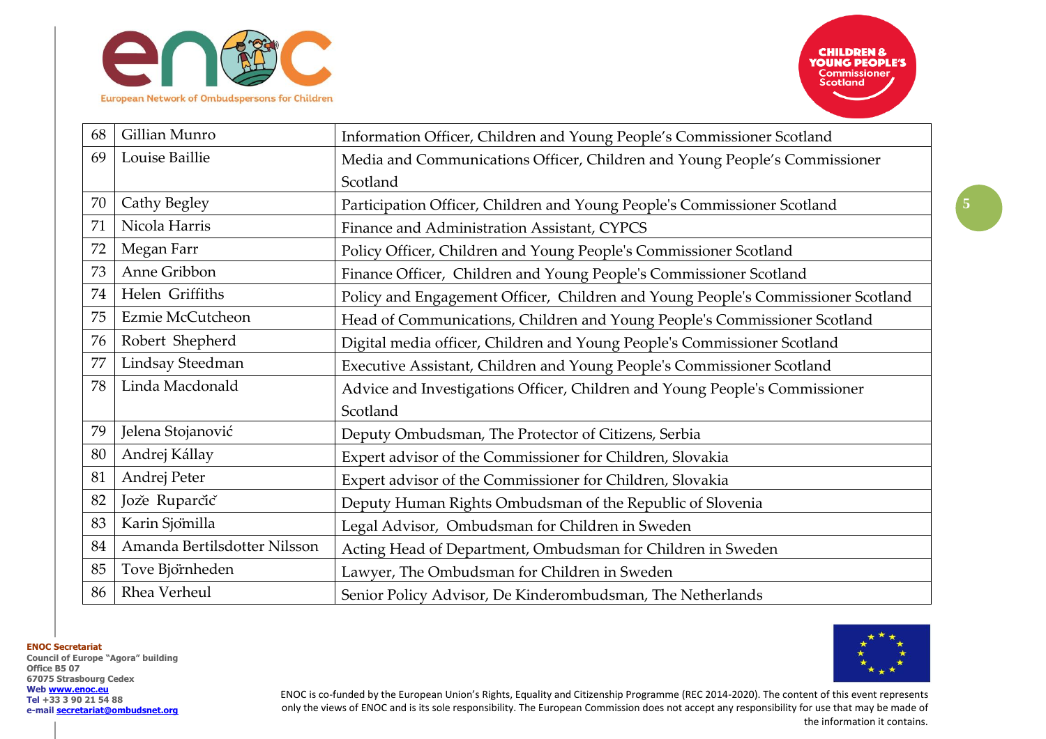| 68 | Gillian Munro | Information Officer, Children and Young People's Commissioner Scotland |
|---|---|---|
| 69 | Louise Baillie | Media and Communications Officer, Children and Young People's Commissioner Scotland |
| 70 | Cathy Begley | Participation Officer, Children and Young People's Commissioner Scotland |
| 71 | Nicola Harris | Finance and Administration Assistant, CYPCS |
| 72 | Megan Farr | Policy Officer, Children and Young People's Commissioner Scotland |
| 73 | Anne Gribbon | Finance Officer, Children and Young People's Commissioner Scotland |
| 74 | Helen Griffiths | Policy and Engagement Officer, Children and Young People's Commissioner Scotland |
| 75 | Ezmie McCutcheon | Head of Communications, Children and Young People's Commissioner Scotland |
| 76 | Robert Shepherd | Digital media officer, Children and Young People's Commissioner Scotland |
| 77 | Lindsay Steedman | Executive Assistant, Children and Young People's Commissioner Scotland |
| 78 | Linda Macdonald | Advice and Investigations Officer, Children and Young People's Commissioner Scotland |
| 79 | Jelena Stojanović | Deputy Ombudsman, The Protector of Citizens, Serbia |
| 80 | Andrej Kállay | Expert advisor of the Commissioner for Children, Slovakia |
| 81 | Andrej Peter | Expert advisor of the Commissioner for Children, Slovakia |
| 82 | Jože Ruparčič | Deputy Human Rights Ombudsman of the Republic of Slovenia |
| 83 | Karin Sjömilla | Legal Advisor, Ombudsman for Children in Sweden |
| 84 | Amanda Bertilsdotter Nilsson | Acting Head of Department, Ombudsman for Children in Sweden |
| 85 | Tove Björnheden | Lawyer, The Ombudsman for Children in Sweden |
| 86 | Rhea Verheul | Senior Policy Advisor, De Kinderombudsman, The Netherlands |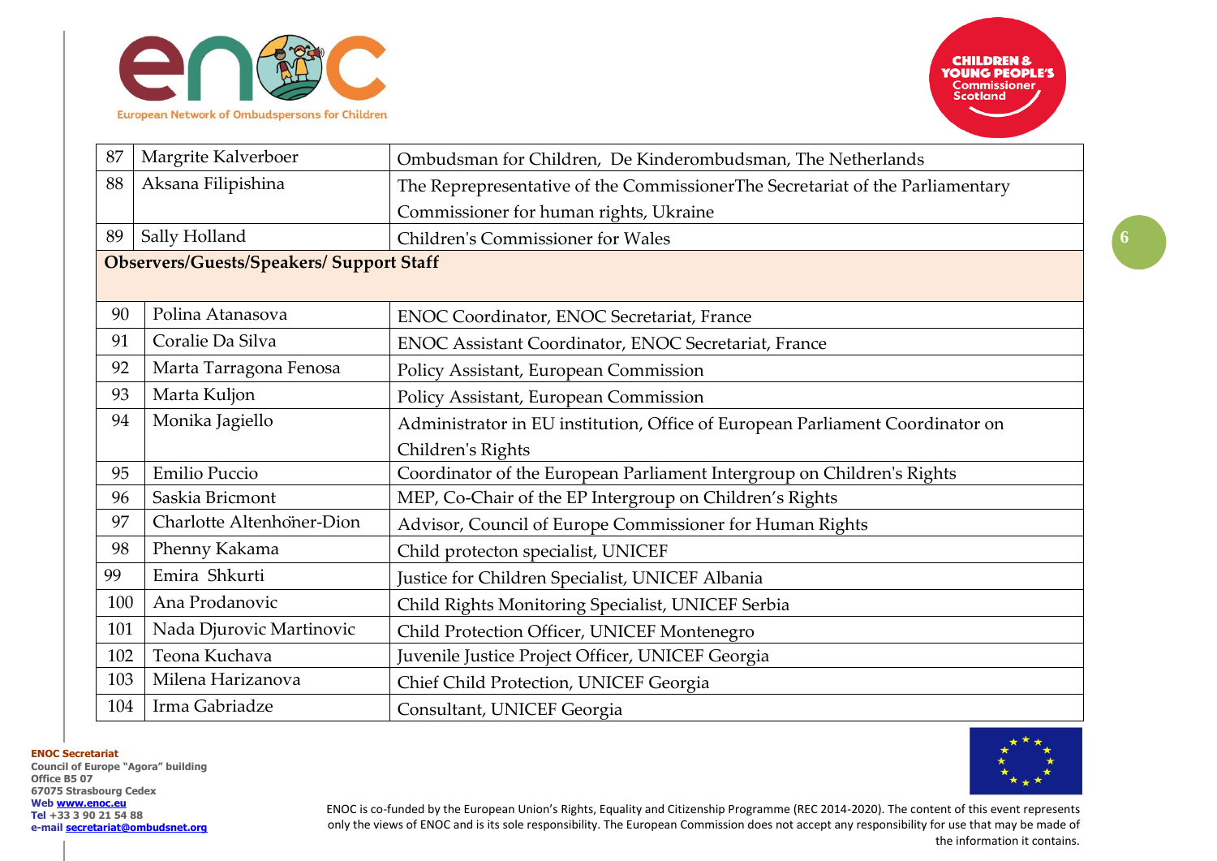| | | |
|---|---|---|
| 87 | Margrite Kalverboer | Ombudsman for Children, De Kinderombudsman, The Netherlands |
| 88 | Aksana Filipishina | The Reprepresentative of the CommissionerThe Secretariat of the Parliamentary Commissioner for human rights, Ukraine |
| 89 | Sally Holland | Children's Commissioner for Wales |
| **Observers/Guests/Speakers/ Support Staff** | | |
| 90 | Polina Atanasova | ENOC Coordinator, ENOC Secretariat, France |
| 91 | Coralie Da Silva | ENOC Assistant Coordinator, ENOC Secretariat, France |
| 92 | Marta Tarragona Fenosa | Policy Assistant, European Commission |
| 93 | Marta Kuljon | Policy Assistant, European Commission |
| 94 | Monika Jagiello | Administrator in EU institution, Office of European Parliament Coordinator on Children's Rights |
| 95 | Emilio Puccio | Coordinator of the European Parliament Intergroup on Children's Rights |
| 96 | Saskia Bricmont | MEP, Co-Chair of the EP Intergroup on Children's Rights |
| 97 | Charlotte Altenhöner-Dion | Advisor, Council of Europe Commissioner for Human Rights |
| 98 | Phenny Kakama | Child protecton specialist, UNICEF |
| 99 | Emira Shkurti | Justice for Children Specialist, UNICEF Albania |
| 100 | Ana Prodanovic | Child Rights Monitoring Specialist, UNICEF Serbia |
| 101 | Nada Djurovic Martinovic | Child Protection Officer, UNICEF Montenegro |
| 102 | Teona Kuchava | Juvenile Justice Project Officer, UNICEF Georgia |
| 103 | Milena Harizanova | Chief Child Protection, UNICEF Georgia |
| 104 | Irma Gabriadze | Consultant, UNICEF Georgia |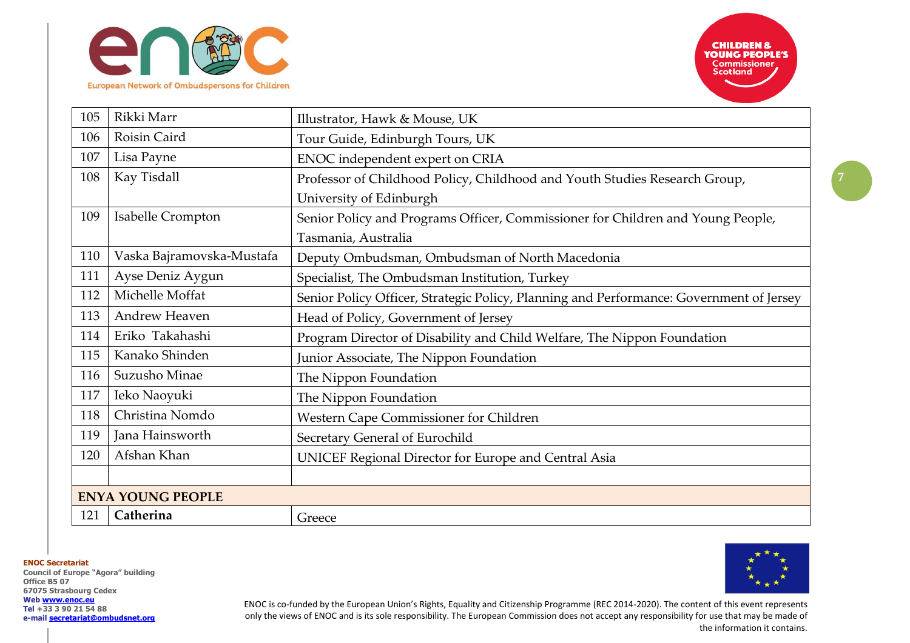| | | |
|---|---|---|
| 105 | Rikki Marr | Illustrator, Hawk & Mouse, UK |
| 106 | Roisin Caird | Tour Guide, Edinburgh Tours, UK |
| 107 | Lisa Payne | ENOC independent expert on CRIA |
| 108 | Kay Tisdall | Professor of Childhood Policy, Childhood and Youth Studies Research Group, University of Edinburgh |
| 109 | Isabelle Crompton | Senior Policy and Programs Officer, Commissioner for Children and Young People, Tasmania, Australia |
| 110 | Vaska Bajramovska-Mustafa | Deputy Ombudsman, Ombudsman of North Macedonia |
| 111 | Ayse Deniz Aygun | Specialist, The Ombudsman Institution, Turkey |
| 112 | Michelle Moffat | Senior Policy Officer, Strategic Policy, Planning and Performance: Government of Jersey |
| 113 | Andrew Heaven | Head of Policy, Government of Jersey |
| 114 | Eriko Takahashi | Program Director of Disability and Child Welfare, The Nippon Foundation |
| 115 | Kanako Shinden | Junior Associate, The Nippon Foundation |
| 116 | Suzusho Minae | The Nippon Foundation |
| 117 | Ieko Naoyuki | The Nippon Foundation |
| 118 | Christina Nomdo | Western Cape Commissioner for Children |
| 119 | Jana Hainsworth | Secretary General of Eurochild |
| 120 | Afshan Khan | UNICEF Regional Director for Europe and Central Asia |
| | | |
| **ENYA YOUNG PEOPLE** | | |
| 121 | **Catherina** | Greece |

**ENOC Secretariat**
Council of Europe "Agora" building
Office B5 07
67075 Strasbourg Cedex
Web www.enoc.eu
Tel +33 3 90 21 54 88
e-mail secretariat@ombudsnet.org

ENOC is co-funded by the European Union's Rights, Equality and Citizenship Programme (REC 2014-2020). The content of this event represents only the views of ENOC and is its sole responsibility. The European Commission does not accept any responsibility for use that may be made of the information it contains.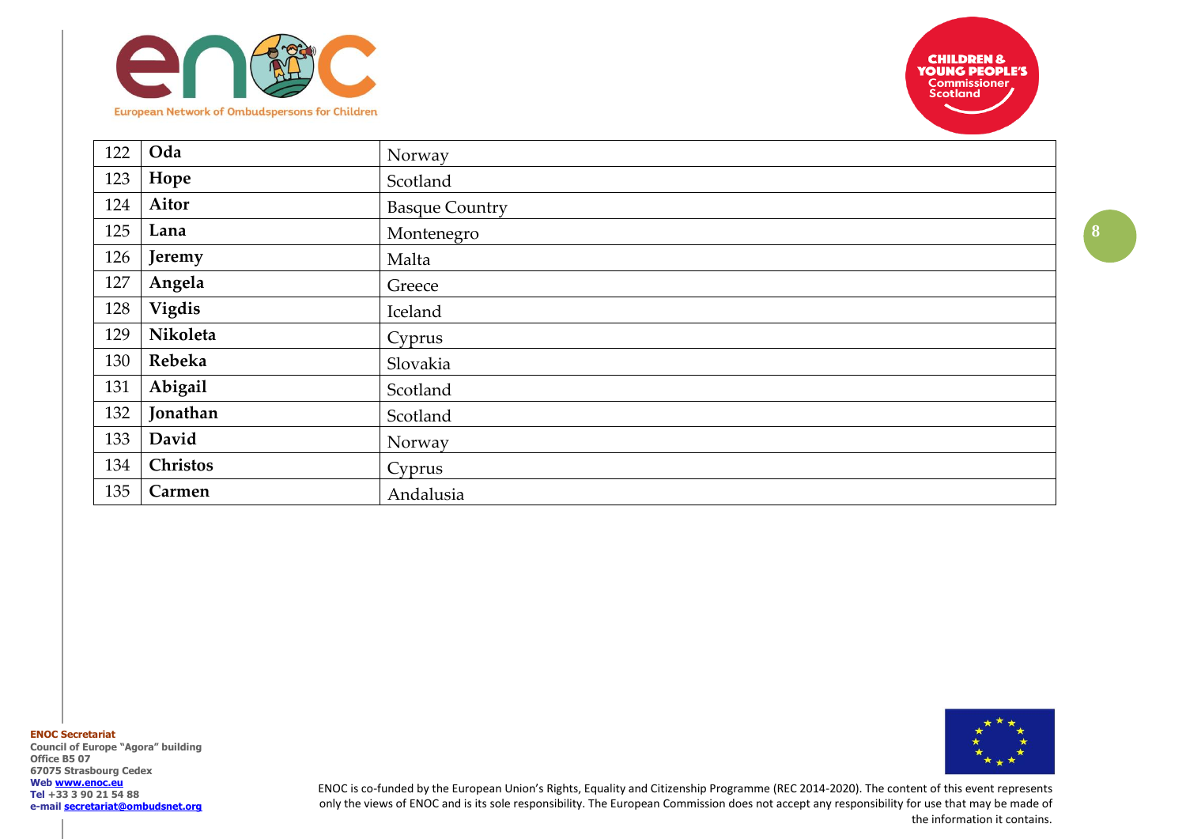| | | |
|---|---|---|
| 122 | **Oda** | Norway |
| 123 | **Hope** | Scotland |
| 124 | **Aitor** | Basque Country |
| 125 | **Lana** | Montenegro |
| 126 | **Jeremy** | Malta |
| 127 | **Angela** | Greece |
| 128 | **Vigdis** | Iceland |
| 129 | **Nikoleta** | Cyprus |
| 130 | **Rebeka** | Slovakia |
| 131 | **Abigail** | Scotland |
| 132 | **Jonathan** | Scotland |
| 133 | **David** | Norway |
| 134 | **Christos** | Cyprus |
| 135 | **Carmen** | Andalusia |

**ENOC Secretariat**
**Council of Europe "Agora" building**
**Office B5 07**
**67075 Strasbourg Cedex**
**Web www.enoc.eu**
**Tel +33 3 90 21 54 88**
**e-mail secretariat@ombudsnet.org**

ENOC is co-funded by the European Union's Rights, Equality and Citizenship Programme (REC 2014-2020). The content of this event represents only the views of ENOC and is its sole responsibility. The European Commission does not accept any responsibility for use that may be made of the information it contains.